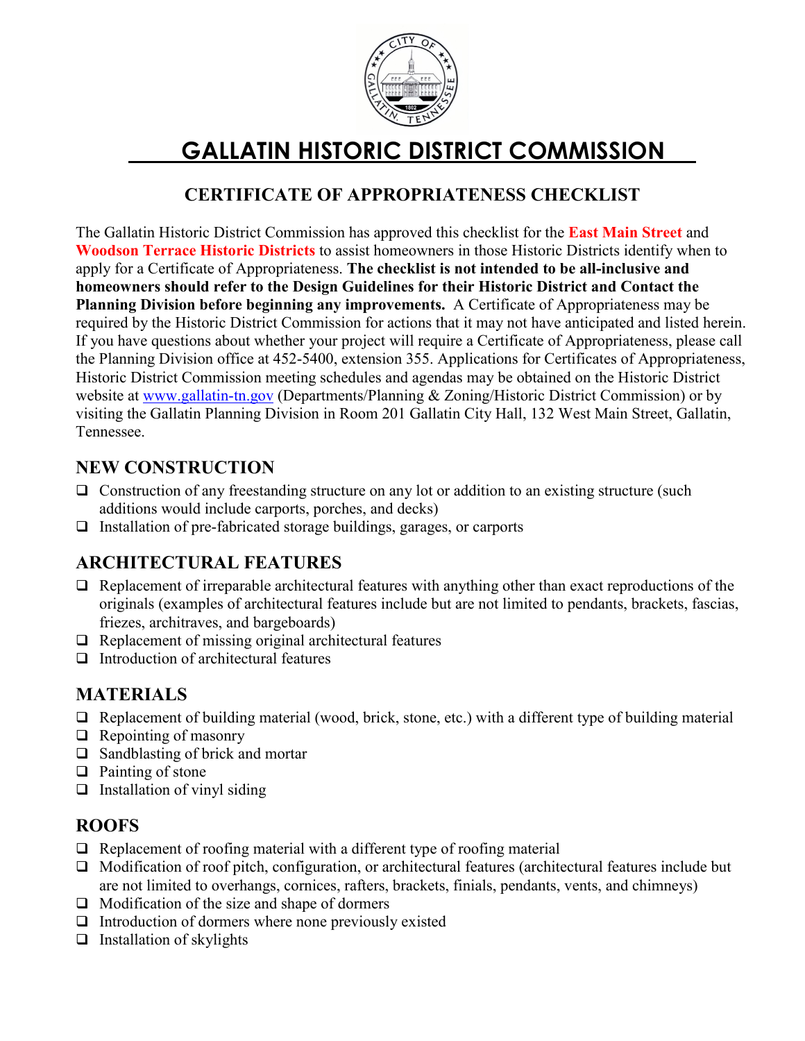# GALLATIN HISTORIC DISTRICT COMMISSION

## CERTIFICATE OF APPROPRIATENESS CHECKLIST

The Gallatin Historic District Commission has approved this checklist for the **East Main Street** and **Woodson Terrace Historic Districts** to assist homeowners in those Historic Districts identify when to apply for a Certificate of Appropriateness. **The checklist is not intended to be all-inclusive and homeowners should refer to the Design Guidelines for their Historic District and Contact the Planning Division before beginning any improvements.** A Certificate of Appropriateness may be required by the Historic District Commission for actions that it may not have anticipated and listed herein. If you have questions about whether your project will require a Certificate of Appropriateness, please call the Planning Division office at 452-5400, extension 355. Applications for Certificates of Appropriateness, Historic District Commission meeting schedules and agendas may be obtained on the Historic District website at www.gallatin-tn.gov (Departments/Planning & Zoning/Historic District Commission) or by visiting the Gallatin Planning Division in Room 201 Gallatin City Hall, 132 West Main Street, Gallatin, Tennessee.

### NEW CONSTRUCTION

- ❑ Construction of any freestanding structure on any lot or addition to an existing structure (such additions would include carports, porches, and decks)
- ❑ Installation of pre-fabricated storage buildings, garages, or carports

### ARCHITECTURAL FEATURES

- ❑ Replacement of irreparable architectural features with anything other than exact reproductions of the originals (examples of architectural features include but are not limited to pendants, brackets, fascias, friezes, architraves, and bargeboards)
- ❑ Replacement of missing original architectural features
- ❑ Introduction of architectural features

### MATERIALS

- ❑ Replacement of building material (wood, brick, stone, etc.) with a different type of building material
- ❑ Repointing of masonry
- ❑ Sandblasting of brick and mortar
- ❑ Painting of stone
- ❑ Installation of vinyl siding

### ROOFS

- ❑ Replacement of roofing material with a different type of roofing material
- ❑ Modification of roof pitch, configuration, or architectural features (architectural features include but are not limited to overhangs, cornices, rafters, brackets, finials, pendants, vents, and chimneys)
- ❑ Modification of the size and shape of dormers
- ❑ Introduction of dormers where none previously existed
- ❑ Installation of skylights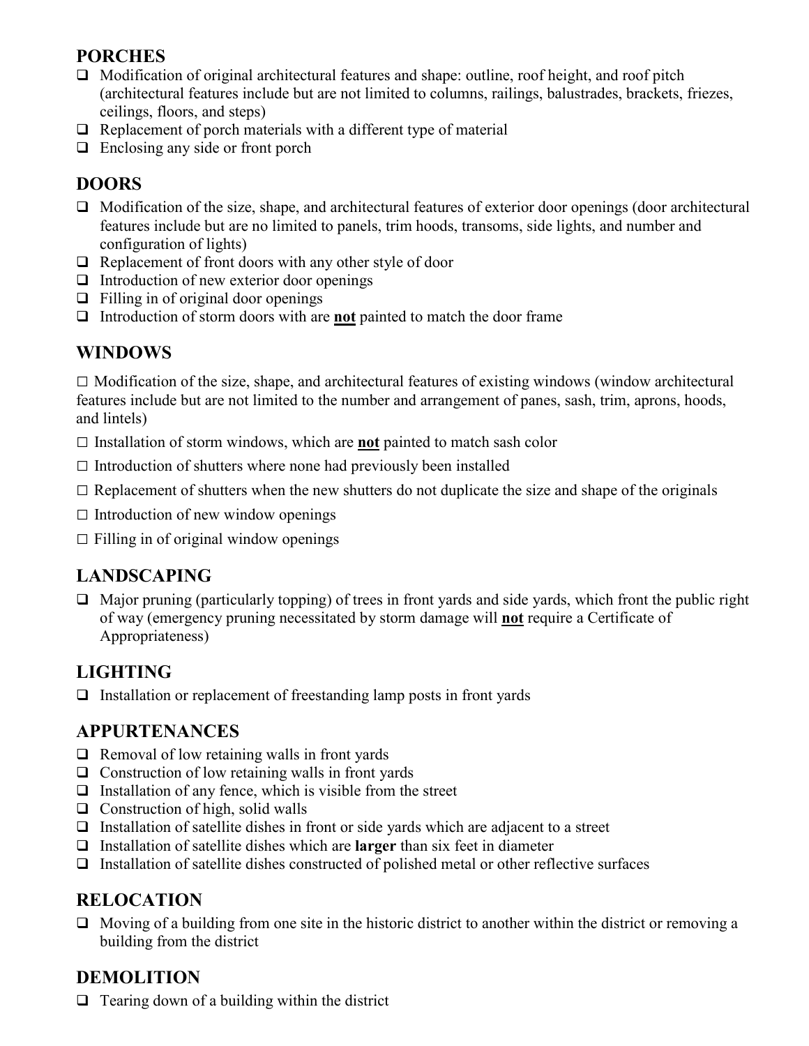## PORCHES

- ❑ Modification of original architectural features and shape: outline, roof height, and roof pitch (architectural features include but are not limited to columns, railings, balustrades, brackets, friezes, ceilings, floors, and steps)
- ❑ Replacement of porch materials with a different type of material
- ❑ Enclosing any side or front porch

## DOORS

- ❑ Modification of the size, shape, and architectural features of exterior door openings (door architectural features include but are no limited to panels, trim hoods, transoms, side lights, and number and configuration of lights)
- ❑ Replacement of front doors with any other style of door
- ❑ Introduction of new exterior door openings
- ❑ Filling in of original door openings
- ❑ Introduction of storm doors with are **not** painted to match the door frame

## WINDOWS

□ Modification of the size, shape, and architectural features of existing windows (window architectural features include but are not limited to the number and arrangement of panes, sash, trim, aprons, hoods, and lintels)

□ Installation of storm windows, which are **not** painted to match sash color

□ Introduction of shutters where none had previously been installed

□ Replacement of shutters when the new shutters do not duplicate the size and shape of the originals

□ Introduction of new window openings

□ Filling in of original window openings

## LANDSCAPING

- ❑ Major pruning (particularly topping) of trees in front yards and side yards, which front the public right of way (emergency pruning necessitated by storm damage will **not** require a Certificate of Appropriateness)

## LIGHTING

- ❑ Installation or replacement of freestanding lamp posts in front yards

## APPURTENANCES

- ❑ Removal of low retaining walls in front yards
- ❑ Construction of low retaining walls in front yards
- ❑ Installation of any fence, which is visible from the street
- ❑ Construction of high, solid walls
- ❑ Installation of satellite dishes in front or side yards which are adjacent to a street
- ❑ Installation of satellite dishes which are **larger** than six feet in diameter
- ❑ Installation of satellite dishes constructed of polished metal or other reflective surfaces

## RELOCATION

- ❑ Moving of a building from one site in the historic district to another within the district or removing a building from the district

## DEMOLITION

- ❑ Tearing down of a building within the district